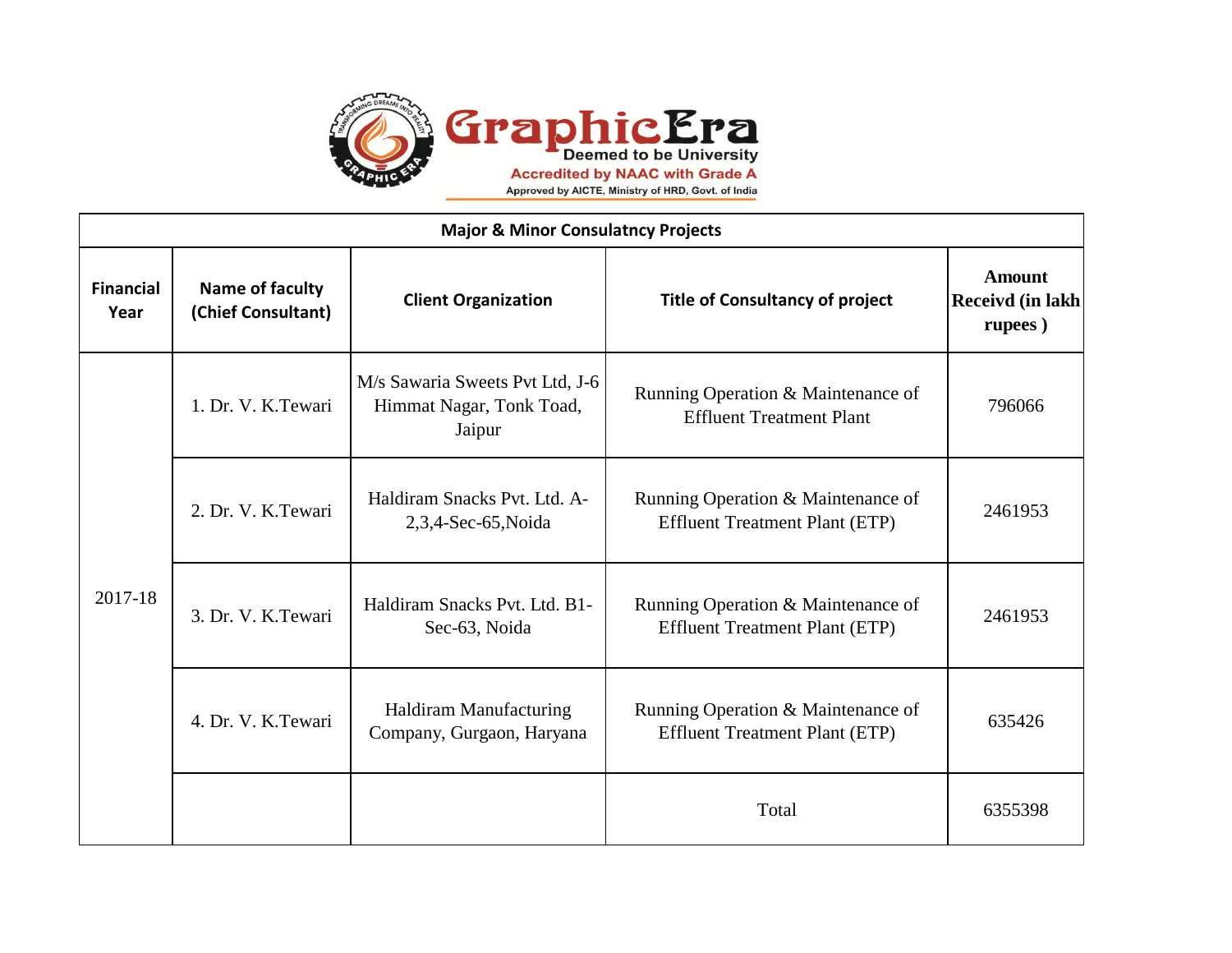Graphic Era
Deemed to be University
Accredited by NAAC with Grade A
Approved by AICTE, Ministry of HRD, Govt. of India

| Major & Minor Consulatncy Projects | | | | |
|---|---|---|---|---|
| **Financial Year** | **Name of faculty (Chief Consultant)** | **Client Organization** | **Title of Consultancy of project** | **Amount Receivd (in lakh rupees )** |
| 2017-18 | 1. Dr. V. K.Tewari | M/s Sawaria Sweets Pvt Ltd, J-6 Himmat Nagar, Tonk Toad, Jaipur | Running Operation & Maintenance of Effluent Treatment Plant | 796066 |
| | 2. Dr. V. K.Tewari | Haldiram Snacks Pvt. Ltd. A-2,3,4-Sec-65,Noida | Running Operation & Maintenance of Effluent Treatment Plant (ETP) | 2461953 |
| | 3. Dr. V. K.Tewari | Haldiram Snacks Pvt. Ltd. B1-Sec-63, Noida | Running Operation & Maintenance of Effluent Treatment Plant (ETP) | 2461953 |
| | 4. Dr. V. K.Tewari | Haldiram Manufacturing Company, Gurgaon, Haryana | Running Operation & Maintenance of Effluent Treatment Plant (ETP) | 635426 |
| | | | Total | 6355398 |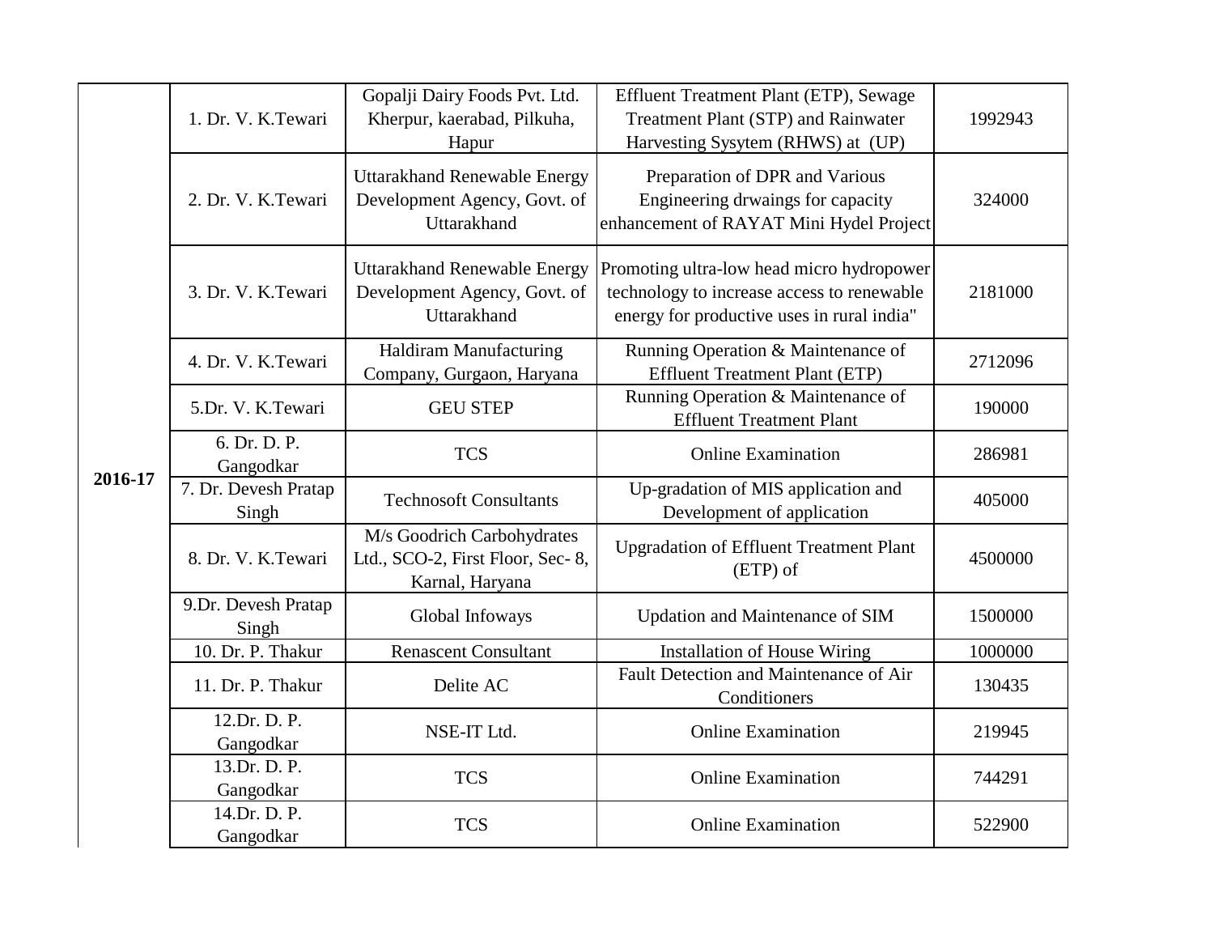| | | | | |
|---|---|---|---|---|
| 2016-17 | 1. Dr. V. K.Tewari | Gopalji Dairy Foods Pvt. Ltd. Kherpur, kaerabad, Pilkuha, Hapur | Effluent Treatment Plant (ETP), Sewage Treatment Plant (STP) and Rainwater Harvesting Sysytem (RHWS) at (UP) | 1992943 |
| | 2. Dr. V. K.Tewari | Uttarakhand Renewable Energy Development Agency, Govt. of Uttarakhand | Preparation of DPR and Various Engineering drwaings for capacity enhancement of RAYAT Mini Hydel Project | 324000 |
| | 3. Dr. V. K.Tewari | Uttarakhand Renewable Energy Development Agency, Govt. of Uttarakhand | Promoting ultra-low head micro hydropower technology to increase access to renewable energy for productive uses in rural india" | 2181000 |
| | 4. Dr. V. K.Tewari | Haldiram Manufacturing Company, Gurgaon, Haryana | Running Operation & Maintenance of Effluent Treatment Plant (ETP) | 2712096 |
| | 5.Dr. V. K.Tewari | GEU STEP | Running Operation & Maintenance of Effluent Treatment Plant | 190000 |
| | 6. Dr. D. P. Gangodkar | TCS | Online Examination | 286981 |
| | 7. Dr. Devesh Pratap Singh | Technosoft Consultants | Up-gradation of MIS application and Development of application | 405000 |
| | 8. Dr. V. K.Tewari | M/s Goodrich Carbohydrates Ltd., SCO-2, First Floor, Sec- 8, Karnal, Haryana | Upgradation of Effluent Treatment Plant (ETP) of | 4500000 |
| | 9.Dr. Devesh Pratap Singh | Global Infoways | Updation and Maintenance of SIM | 1500000 |
| | 10. Dr. P. Thakur | Renascent Consultant | Installation of House Wiring | 1000000 |
| | 11. Dr. P. Thakur | Delite AC | Fault Detection and Maintenance of Air Conditioners | 130435 |
| | 12.Dr. D. P. Gangodkar | NSE-IT Ltd. | Online Examination | 219945 |
| | 13.Dr. D. P. Gangodkar | TCS | Online Examination | 744291 |
| | 14.Dr. D. P. Gangodkar | TCS | Online Examination | 522900 |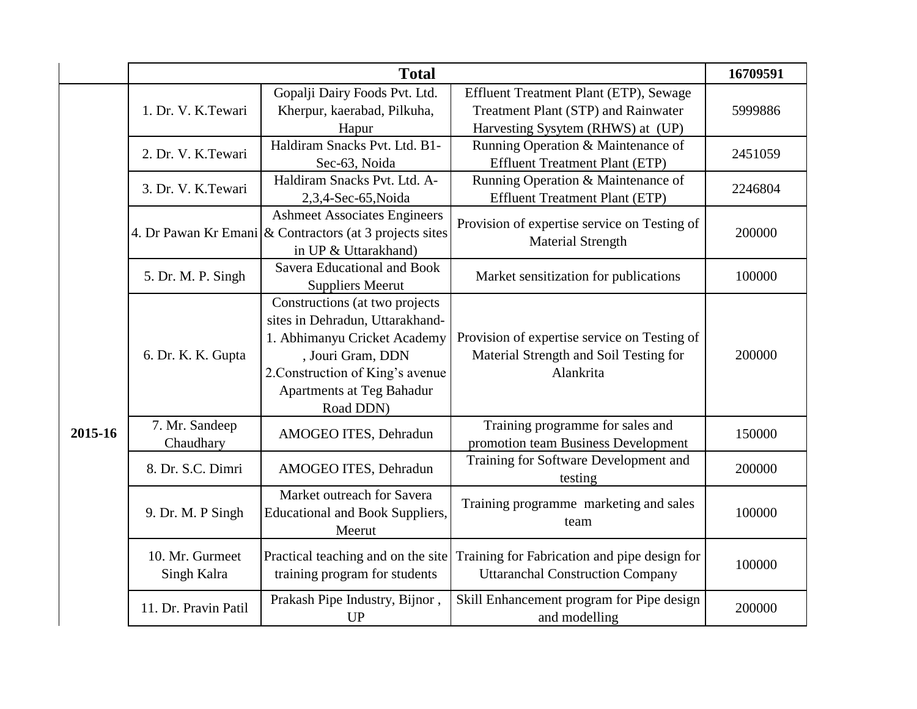| | Total | | | 16709591 |
|---|---|---|---|---|
| 2015-16 | 1. Dr. V. K.Tewari | Gopalji Dairy Foods Pvt. Ltd. Kherpur, kaerabad, Pilkuha, Hapur | Effluent Treatment Plant (ETP), Sewage Treatment Plant (STP) and Rainwater Harvesting Sysytem (RHWS) at (UP) | 5999886 |
| | 2. Dr. V. K.Tewari | Haldiram Snacks Pvt. Ltd. B1-Sec-63, Noida | Running Operation & Maintenance of Effluent Treatment Plant (ETP) | 2451059 |
| | 3. Dr. V. K.Tewari | Haldiram Snacks Pvt. Ltd. A-2,3,4-Sec-65,Noida | Running Operation & Maintenance of Effluent Treatment Plant (ETP) | 2246804 |
| | 4. Dr Pawan Kr Emani | Ashmeet Associates Engineers & Contractors (at 3 projects sites in UP & Uttarakhand) | Provision of expertise service on Testing of Material Strength | 200000 |
| | 5. Dr. M. P. Singh | Savera Educational and Book Suppliers Meerut | Market sensitization for publications | 100000 |
| | 6. Dr. K. K. Gupta | Constructions (at two projects sites in Dehradun, Uttarakhand- 1. Abhimanyu Cricket Academy , Jouri Gram, DDN 2.Construction of King's avenue Apartments at Teg Bahadur Road DDN) | Provision of expertise service on Testing of Material Strength and Soil Testing for Alankrita | 200000 |
| | 7. Mr. Sandeep Chaudhary | AMOGEO ITES, Dehradun | Training programme for sales and promotion team Business Development | 150000 |
| | 8. Dr. S.C. Dimri | AMOGEO ITES, Dehradun | Training for Software Development and testing | 200000 |
| | 9. Dr. M. P Singh | Market outreach for Savera Educational and Book Suppliers, Meerut | Training programme marketing and sales team | 100000 |
| | 10. Mr. Gurmeet Singh Kalra | Practical teaching and on the site training program for students | Training for Fabrication and pipe design for Uttaranchal Construction Company | 100000 |
| | 11. Dr. Pravin Patil | Prakash Pipe Industry, Bijnor , UP | Skill Enhancement program for Pipe design and modelling | 200000 |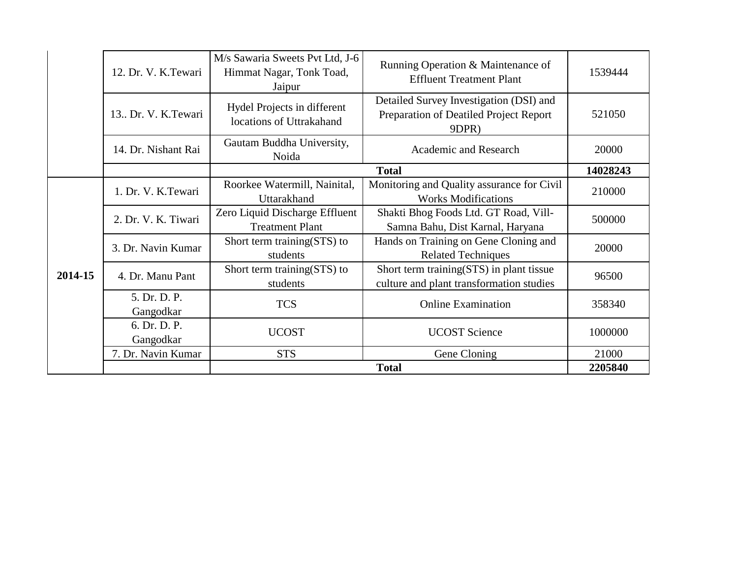| | | | | |
|---|---|---|---|---|
| | 12. Dr. V. K.Tewari | M/s Sawaria Sweets Pvt Ltd, J-6 Himmat Nagar, Tonk Toad, Jaipur | Running Operation & Maintenance of Effluent Treatment Plant | 1539444 |
| | 13.. Dr. V. K.Tewari | Hydel Projects in different locations of Uttrakahand | Detailed Survey Investigation (DSI) and Preparation of Deatiled Project Report 9DPR) | 521050 |
| | 14. Dr. Nishant Rai | Gautam Buddha University, Noida | Academic and Research | 20000 |
| | | **Total** | | **14028243** |
| **2014-15** | 1. Dr. V. K.Tewari | Roorkee Watermill, Nainital, Uttarakhand | Monitoring and Quality assurance for Civil Works Modifications | 210000 |
| | 2. Dr. V. K. Tiwari | Zero Liquid Discharge Effluent Treatment Plant | Shakti Bhog Foods Ltd. GT Road, Vill-Samna Bahu, Dist Karnal, Haryana | 500000 |
| | 3. Dr. Navin Kumar | Short term training(STS) to students | Hands on Training on Gene Cloning and Related Techniques | 20000 |
| | 4. Dr. Manu Pant | Short term training(STS) to students | Short term training(STS) in plant tissue culture and plant transformation studies | 96500 |
| | 5. Dr. D. P. Gangodkar | TCS | Online Examination | 358340 |
| | 6. Dr. D. P. Gangodkar | UCOST | UCOST Science | 1000000 |
| | 7. Dr. Navin Kumar | STS | Gene Cloning | 21000 |
| | | **Total** | | **2205840** |